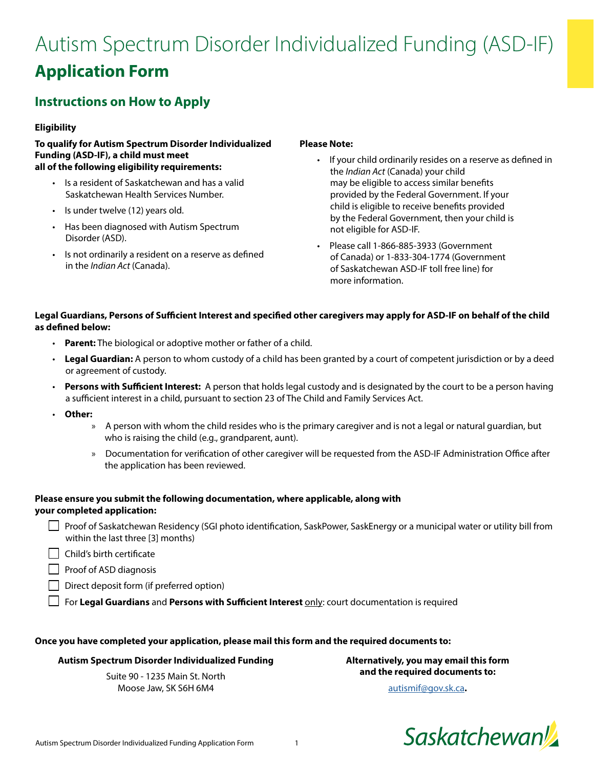# Autism Spectrum Disorder Individualized Funding (ASD-IF)

# Application Form

## Instructions on How to Apply

### Eligibility

**To qualify for Autism Spectrum Disorder Individualized Funding (ASD-IF), a child must meet all of the following eligibility requirements:**

- Is a resident of Saskatchewan and has a valid Saskatchewan Health Services Number.
- Is under twelve (12) years old.
- Has been diagnosed with Autism Spectrum Disorder (ASD).
- Is not ordinarily a resident on a reserve as defined in the *Indian Act* (Canada).

**Please Note:**

- If your child ordinarily resides on a reserve as defined in the *Indian Act* (Canada) your child may be eligible to access similar benefits provided by the Federal Government. If your child is eligible to receive benefits provided by the Federal Government, then your child is not eligible for ASD-IF.
- Please call 1-866-885-3933 (Government of Canada) or 1-833-304-1774 (Government of Saskatchewan ASD-IF toll free line) for more information.

**Legal Guardians, Persons of Sufficient Interest and specified other caregivers may apply for ASD-IF on behalf of the child as defined below:**

- **Parent:** The biological or adoptive mother or father of a child.
- **Legal Guardian:** A person to whom custody of a child has been granted by a court of competent jurisdiction or by a deed or agreement of custody.
- **Persons with Sufficient Interest:** A person that holds legal custody and is designated by the court to be a person having a sufficient interest in a child, pursuant to section 23 of The Child and Family Services Act.
- **Other:**
  - » A person with whom the child resides who is the primary caregiver and is not a legal or natural guardian, but who is raising the child (e.g., grandparent, aunt).
  - » Documentation for verification of other caregiver will be requested from the ASD-IF Administration Office after the application has been reviewed.

**Please ensure you submit the following documentation, where applicable, along with your completed application:**

- [ ] Proof of Saskatchewan Residency (SGI photo identification, SaskPower, SaskEnergy or a municipal water or utility bill from within the last three [3] months)
- [ ] Child's birth certificate
- [ ] Proof of ASD diagnosis
- [ ] Direct deposit form (if preferred option)
- [ ] For **Legal Guardians** and **Persons with Sufficient Interest** only: court documentation is required

**Once you have completed your application, please mail this form and the required documents to:**

**Autism Spectrum Disorder Individualized Funding**
Suite 90 - 1235 Main St. North
Moose Jaw, SK S6H 6M4

**Alternatively, you may email this form and the required documents to:**

autismif@gov.sk.ca**.**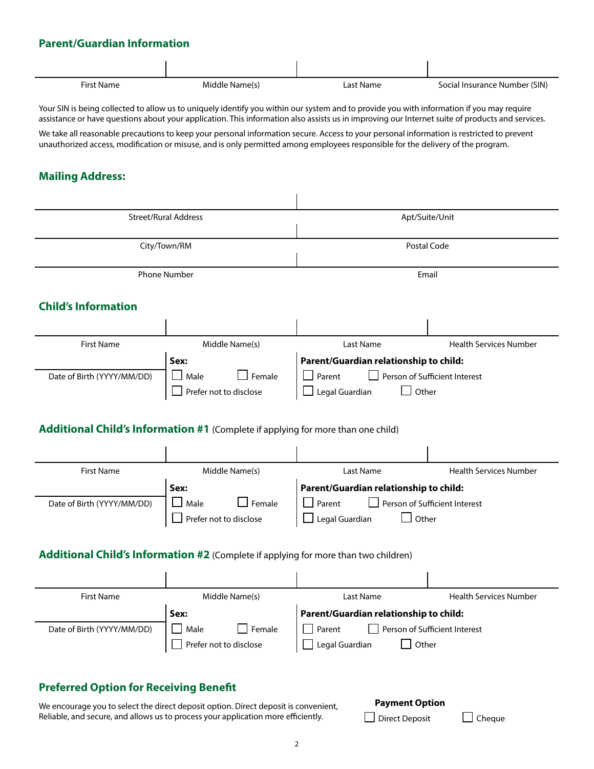## Parent/Guardian Information

| First Name | Middle Name(s) | Last Name | Social Insurance Number (SIN) |
|---|---|---|---|
| | | | |

Your SIN is being collected to allow us to uniquely identify you within our system and to provide you with information if you may require assistance or have questions about your application. This information also assists us in improving our Internet suite of products and services.

We take all reasonable precautions to keep your personal information secure. Access to your personal information is restricted to prevent unauthorized access, modification or misuse, and is only permitted among employees responsible for the delivery of the program.

## Mailing Address:

| Street/Rural Address | Apt/Suite/Unit |
|---|---|
| | |
| **City/Town/RM** | **Postal Code** |
| | |
| **Phone Number** | **Email** |
| | |

## Child's Information

| First Name | Middle Name(s) | Last Name | Health Services Number |
|---|---|---|---|
| | | | |

Date of Birth (YYYY/MM/DD): ____________

**Sex:**
- ☐ Male
- ☐ Female
- ☐ Prefer not to disclose

**Parent/Guardian relationship to child:**
- ☐ Parent
- ☐ Person of Sufficient Interest
- ☐ Legal Guardian
- ☐ Other

## Additional Child's Information #1 (Complete if applying for more than one child)

| First Name | Middle Name(s) | Last Name | Health Services Number |
|---|---|---|---|
| | | | |

Date of Birth (YYYY/MM/DD): ____________

**Sex:**
- ☐ Male
- ☐ Female
- ☐ Prefer not to disclose

**Parent/Guardian relationship to child:**
- ☐ Parent
- ☐ Person of Sufficient Interest
- ☐ Legal Guardian
- ☐ Other

## Additional Child's Information #2 (Complete if applying for more than two children)

| First Name | Middle Name(s) | Last Name | Health Services Number |
|---|---|---|---|
| | | | |

Date of Birth (YYYY/MM/DD): ____________

**Sex:**
- ☐ Male
- ☐ Female
- ☐ Prefer not to disclose

**Parent/Guardian relationship to child:**
- ☐ Parent
- ☐ Person of Sufficient Interest
- ☐ Legal Guardian
- ☐ Other

## Preferred Option for Receiving Benefit

We encourage you to select the direct deposit option. Direct deposit is convenient, Reliable, and secure, and allows us to process your application more efficiently.

**Payment Option**
- ☐ Direct Deposit
- ☐ Cheque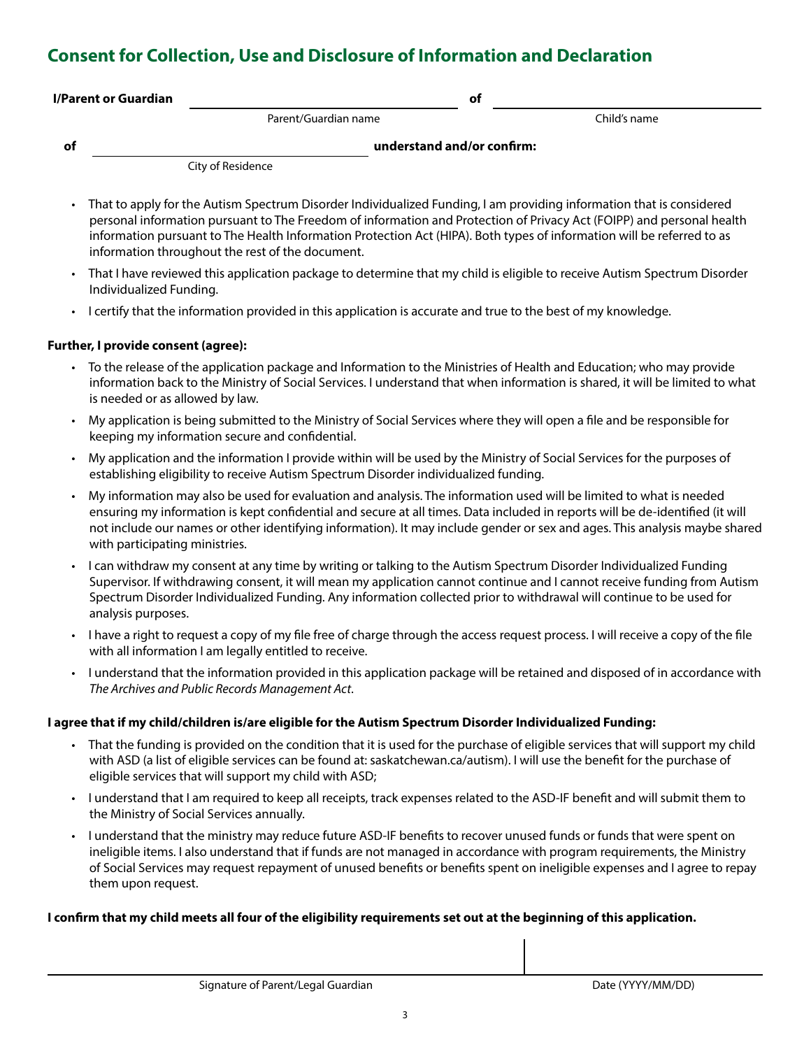# Consent for Collection, Use and Disclosure of Information and Declaration

**I/Parent or Guardian** ______________________ **of** ______________________

Parent/Guardian name — Child's name

**of** ______________________ **understand and/or confirm:**

City of Residence

- That to apply for the Autism Spectrum Disorder Individualized Funding, I am providing information that is considered personal information pursuant to The Freedom of information and Protection of Privacy Act (FOIPP) and personal health information pursuant to The Health Information Protection Act (HIPA). Both types of information will be referred to as information throughout the rest of the document.
- That I have reviewed this application package to determine that my child is eligible to receive Autism Spectrum Disorder Individualized Funding.
- I certify that the information provided in this application is accurate and true to the best of my knowledge.

**Further, I provide consent (agree):**

- To the release of the application package and Information to the Ministries of Health and Education; who may provide information back to the Ministry of Social Services. I understand that when information is shared, it will be limited to what is needed or as allowed by law.
- My application is being submitted to the Ministry of Social Services where they will open a file and be responsible for keeping my information secure and confidential.
- My application and the information I provide within will be used by the Ministry of Social Services for the purposes of establishing eligibility to receive Autism Spectrum Disorder individualized funding.
- My information may also be used for evaluation and analysis. The information used will be limited to what is needed ensuring my information is kept confidential and secure at all times. Data included in reports will be de-identified (it will not include our names or other identifying information). It may include gender or sex and ages. This analysis maybe shared with participating ministries.
- I can withdraw my consent at any time by writing or talking to the Autism Spectrum Disorder Individualized Funding Supervisor. If withdrawing consent, it will mean my application cannot continue and I cannot receive funding from Autism Spectrum Disorder Individualized Funding. Any information collected prior to withdrawal will continue to be used for analysis purposes.
- I have a right to request a copy of my file free of charge through the access request process. I will receive a copy of the file with all information I am legally entitled to receive.
- I understand that the information provided in this application package will be retained and disposed of in accordance with *The Archives and Public Records Management Act*.

**I agree that if my child/children is/are eligible for the Autism Spectrum Disorder Individualized Funding:**

- That the funding is provided on the condition that it is used for the purchase of eligible services that will support my child with ASD (a list of eligible services can be found at: saskatchewan.ca/autism). I will use the benefit for the purchase of eligible services that will support my child with ASD;
- I understand that I am required to keep all receipts, track expenses related to the ASD-IF benefit and will submit them to the Ministry of Social Services annually.
- I understand that the ministry may reduce future ASD-IF benefits to recover unused funds or funds that were spent on ineligible items. I also understand that if funds are not managed in accordance with program requirements, the Ministry of Social Services may request repayment of unused benefits or benefits spent on ineligible expenses and I agree to repay them upon request.

**I confirm that my child meets all four of the eligibility requirements set out at the beginning of this application.**

| | |
|---|---|
| Signature of Parent/Legal Guardian | Date (YYYY/MM/DD) |